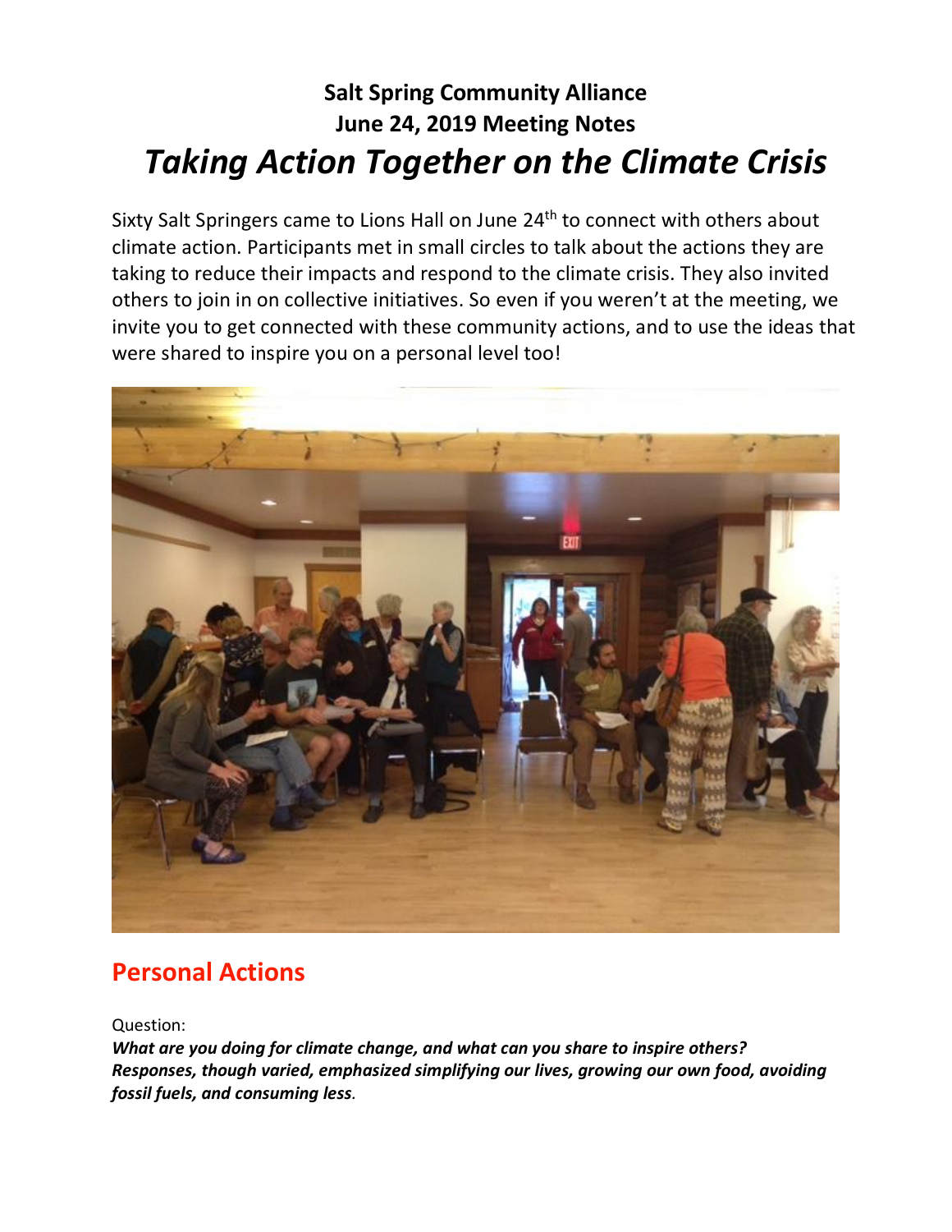# Salt Spring Community Alliance
# June 24, 2019 Meeting Notes
# *Taking Action Together on the Climate Crisis*

Sixty Salt Springers came to Lions Hall on June 24th to connect with others about climate action. Participants met in small circles to talk about the actions they are taking to reduce their impacts and respond to the climate crisis. They also invited others to join in on collective initiatives. So even if you weren't at the meeting, we invite you to get connected with these community actions, and to use the ideas that were shared to inspire you on a personal level too!

## Personal Actions

Question:
***What are you doing for climate change, and what can you share to inspire others? Responses, though varied, emphasized simplifying our lives, growing our own food, avoiding fossil fuels, and consuming less.***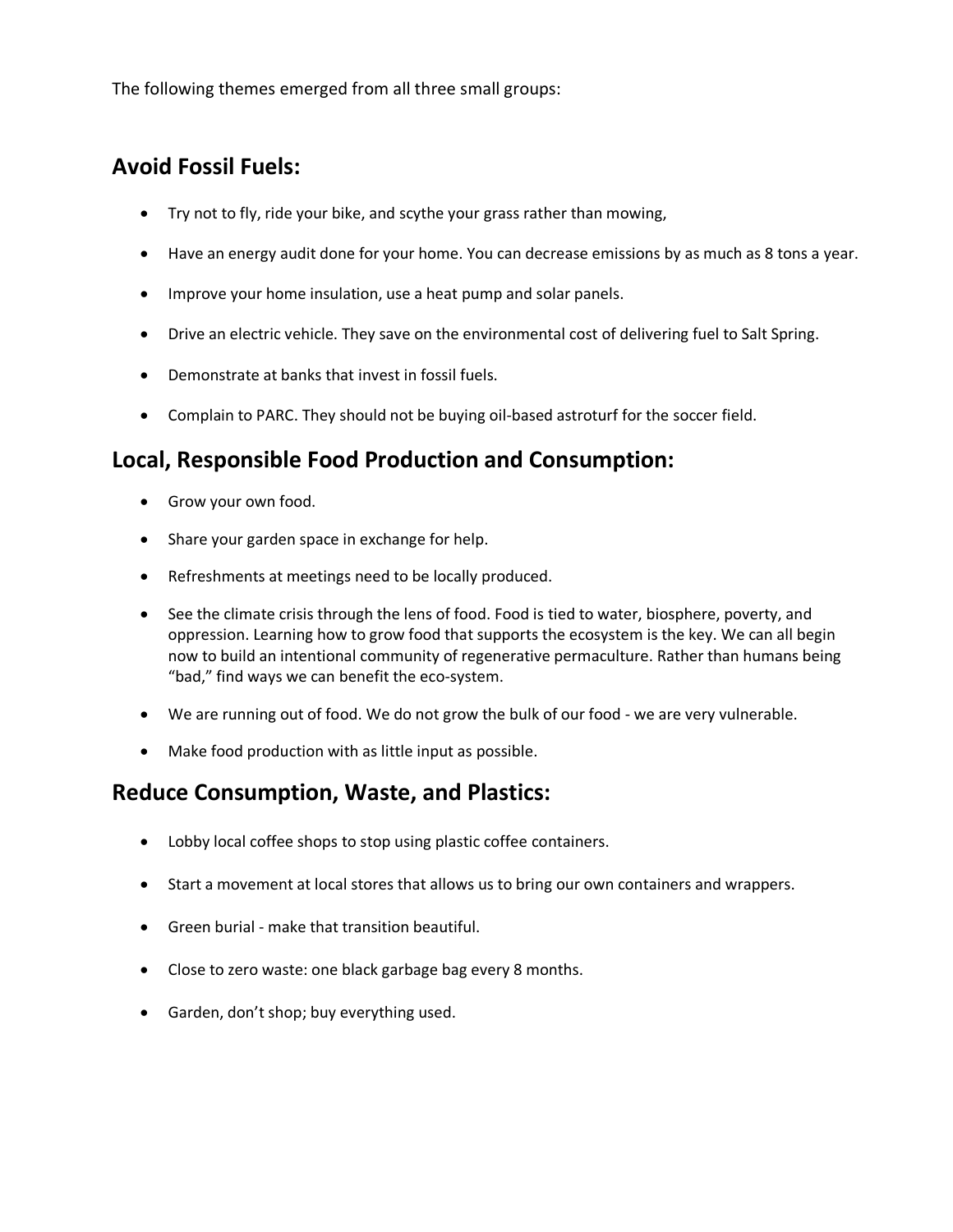The following themes emerged from all three small groups:

## Avoid Fossil Fuels:

- Try not to fly, ride your bike, and scythe your grass rather than mowing,
- Have an energy audit done for your home. You can decrease emissions by as much as 8 tons a year.
- Improve your home insulation, use a heat pump and solar panels.
- Drive an electric vehicle. They save on the environmental cost of delivering fuel to Salt Spring.
- Demonstrate at banks that invest in fossil fuels.
- Complain to PARC. They should not be buying oil-based astroturf for the soccer field.

## Local, Responsible Food Production and Consumption:

- Grow your own food.
- Share your garden space in exchange for help.
- Refreshments at meetings need to be locally produced.
- See the climate crisis through the lens of food. Food is tied to water, biosphere, poverty, and oppression. Learning how to grow food that supports the ecosystem is the key. We can all begin now to build an intentional community of regenerative permaculture. Rather than humans being "bad," find ways we can benefit the eco-system.
- We are running out of food. We do not grow the bulk of our food - we are very vulnerable.
- Make food production with as little input as possible.

## Reduce Consumption, Waste, and Plastics:

- Lobby local coffee shops to stop using plastic coffee containers.
- Start a movement at local stores that allows us to bring our own containers and wrappers.
- Green burial - make that transition beautiful.
- Close to zero waste: one black garbage bag every 8 months.
- Garden, don't shop; buy everything used.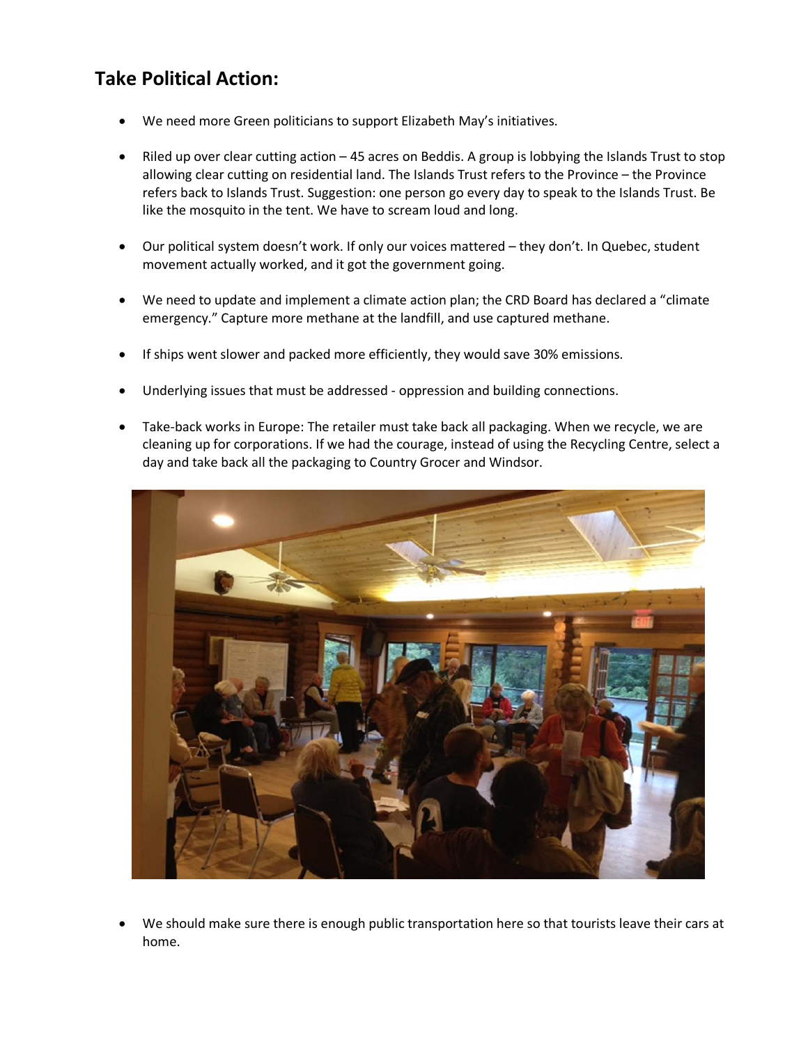## Take Political Action:

- We need more Green politicians to support Elizabeth May's initiatives.
- Riled up over clear cutting action – 45 acres on Beddis. A group is lobbying the Islands Trust to stop allowing clear cutting on residential land. The Islands Trust refers to the Province – the Province refers back to Islands Trust. Suggestion: one person go every day to speak to the Islands Trust. Be like the mosquito in the tent. We have to scream loud and long.
- Our political system doesn't work. If only our voices mattered – they don't. In Quebec, student movement actually worked, and it got the government going.
- We need to update and implement a climate action plan; the CRD Board has declared a "climate emergency." Capture more methane at the landfill, and use captured methane.
- If ships went slower and packed more efficiently, they would save 30% emissions.
- Underlying issues that must be addressed - oppression and building connections.
- Take-back works in Europe: The retailer must take back all packaging. When we recycle, we are cleaning up for corporations. If we had the courage, instead of using the Recycling Centre, select a day and take back all the packaging to Country Grocer and Windsor.
- We should make sure there is enough public transportation here so that tourists leave their cars at home.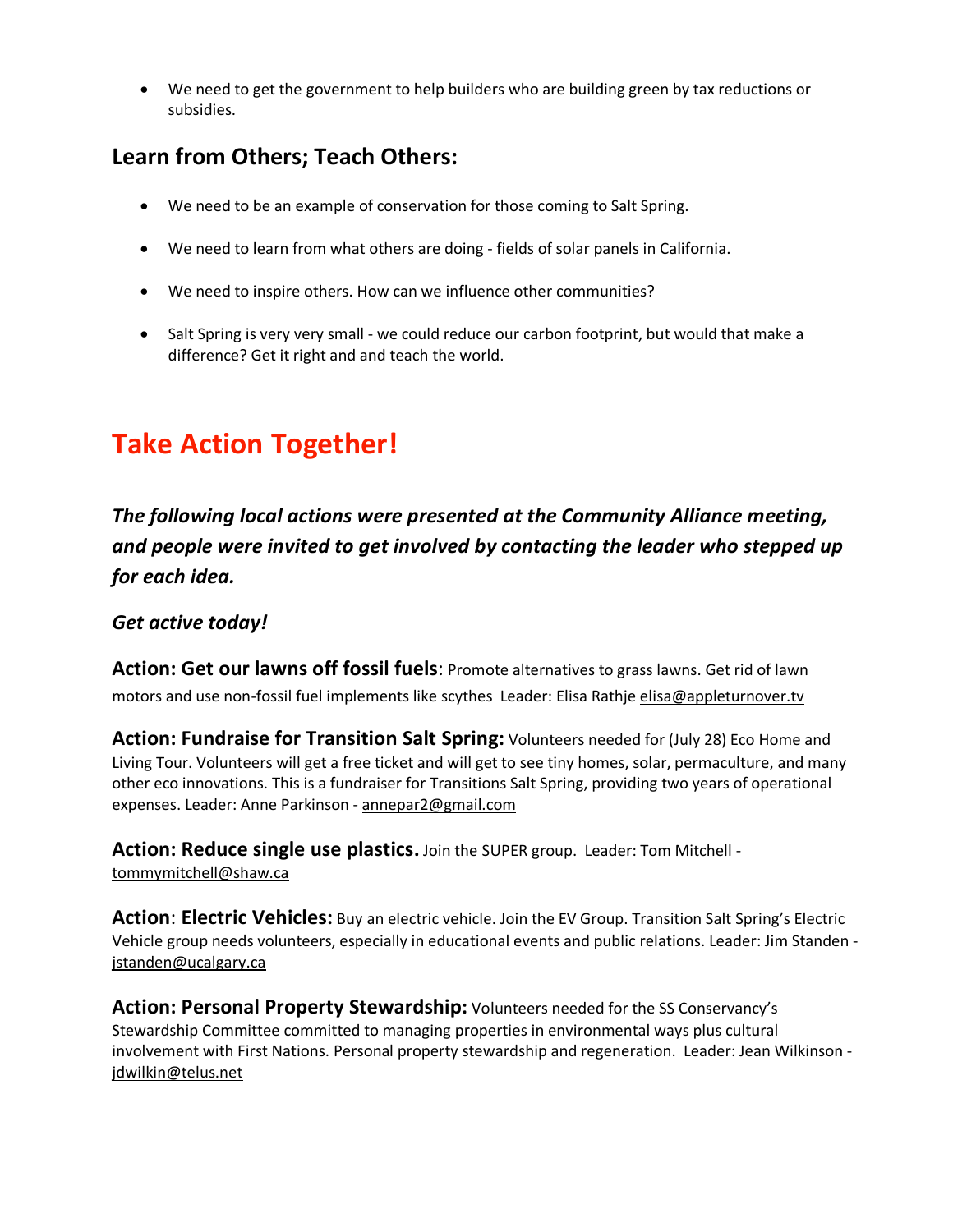- We need to get the government to help builders who are building green by tax reductions or subsidies.

## Learn from Others; Teach Others:

- We need to be an example of conservation for those coming to Salt Spring.
- We need to learn from what others are doing - fields of solar panels in California.
- We need to inspire others. How can we influence other communities?
- Salt Spring is very very small - we could reduce our carbon footprint, but would that make a difference? Get it right and and teach the world.

# Take Action Together!

***The following local actions were presented at the Community Alliance meeting, and people were invited to get involved by contacting the leader who stepped up for each idea.***

***Get active today!***

**Action: Get our lawns off fossil fuels**: Promote alternatives to grass lawns. Get rid of lawn motors and use non-fossil fuel implements like scythes Leader: Elisa Rathje elisa@appleturnover.tv

**Action: Fundraise for Transition Salt Spring:** Volunteers needed for (July 28) Eco Home and Living Tour. Volunteers will get a free ticket and will get to see tiny homes, solar, permaculture, and many other eco innovations. This is a fundraiser for Transitions Salt Spring, providing two years of operational expenses. Leader: Anne Parkinson - annepar2@gmail.com

**Action: Reduce single use plastics.** Join the SUPER group. Leader: Tom Mitchell - tommymitchell@shaw.ca

**Action**: **Electric Vehicles:** Buy an electric vehicle. Join the EV Group. Transition Salt Spring's Electric Vehicle group needs volunteers, especially in educational events and public relations. Leader: Jim Standen - jstanden@ucalgary.ca

**Action: Personal Property Stewardship:** Volunteers needed for the SS Conservancy's Stewardship Committee committed to managing properties in environmental ways plus cultural involvement with First Nations. Personal property stewardship and regeneration. Leader: Jean Wilkinson - jdwilkin@telus.net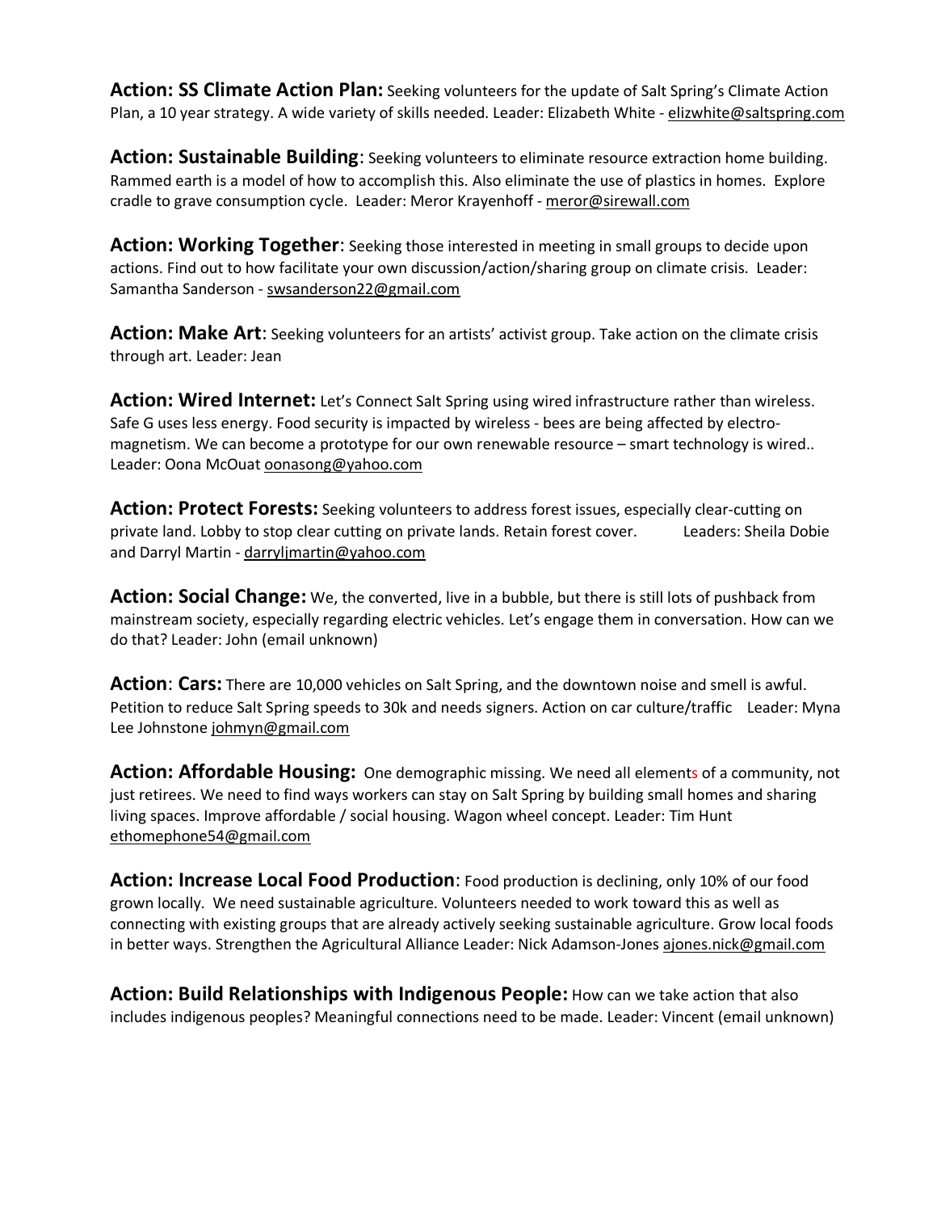**Action: SS Climate Action Plan:** Seeking volunteers for the update of Salt Spring's Climate Action Plan, a 10 year strategy. A wide variety of skills needed. Leader: Elizabeth White - elizwhite@saltspring.com

**Action: Sustainable Building**: Seeking volunteers to eliminate resource extraction home building. Rammed earth is a model of how to accomplish this. Also eliminate the use of plastics in homes. Explore cradle to grave consumption cycle. Leader: Meror Krayenhoff - meror@sirewall.com

**Action: Working Together**: Seeking those interested in meeting in small groups to decide upon actions. Find out to how facilitate your own discussion/action/sharing group on climate crisis. Leader: Samantha Sanderson - swsanderson22@gmail.com

**Action: Make Art**: Seeking volunteers for an artists' activist group. Take action on the climate crisis through art. Leader: Jean

**Action: Wired Internet:** Let's Connect Salt Spring using wired infrastructure rather than wireless. Safe G uses less energy. Food security is impacted by wireless - bees are being affected by electro-magnetism. We can become a prototype for our own renewable resource – smart technology is wired.. Leader: Oona McOuat oonasong@yahoo.com

**Action: Protect Forests:** Seeking volunteers to address forest issues, especially clear-cutting on private land. Lobby to stop clear cutting on private lands. Retain forest cover. Leaders: Sheila Dobie and Darryl Martin - darryljmartin@yahoo.com

**Action: Social Change:** We, the converted, live in a bubble, but there is still lots of pushback from mainstream society, especially regarding electric vehicles. Let's engage them in conversation. How can we do that? Leader: John (email unknown)

**Action**: **Cars:** There are 10,000 vehicles on Salt Spring, and the downtown noise and smell is awful. Petition to reduce Salt Spring speeds to 30k and needs signers. Action on car culture/traffic Leader: Myna Lee Johnstone johmyn@gmail.com

**Action: Affordable Housing:** One demographic missing. We need all elements of a community, not just retirees. We need to find ways workers can stay on Salt Spring by building small homes and sharing living spaces. Improve affordable / social housing. Wagon wheel concept. Leader: Tim Hunt ethomephone54@gmail.com

**Action: Increase Local Food Production**: Food production is declining, only 10% of our food grown locally. We need sustainable agriculture. Volunteers needed to work toward this as well as connecting with existing groups that are already actively seeking sustainable agriculture. Grow local foods in better ways. Strengthen the Agricultural Alliance Leader: Nick Adamson-Jones ajones.nick@gmail.com

**Action: Build Relationships with Indigenous People:** How can we take action that also includes indigenous peoples? Meaningful connections need to be made. Leader: Vincent (email unknown)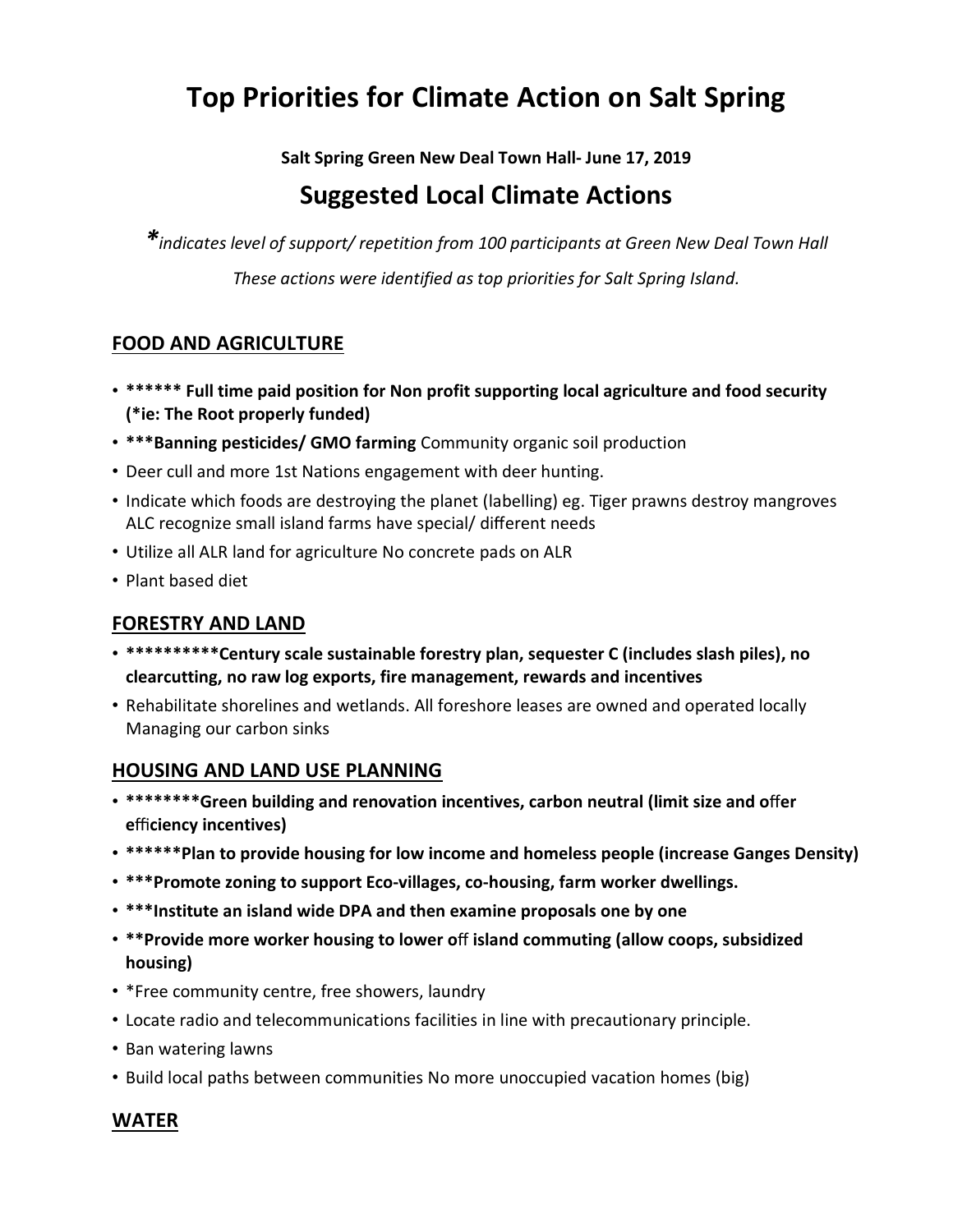# Top Priorities for Climate Action on Salt Spring

**Salt Spring Green New Deal Town Hall- June 17, 2019**

## Suggested Local Climate Actions

*\*indicates level of support/ repetition from 100 participants at Green New Deal Town Hall*

*These actions were identified as top priorities for Salt Spring Island.*

### FOOD AND AGRICULTURE

- **\*\*\*\*\*\* Full time paid position for Non profit supporting local agriculture and food security (\*ie: The Root properly funded)**
- **\*\*\*Banning pesticides/ GMO farming** Community organic soil production
- Deer cull and more 1st Nations engagement with deer hunting.
- Indicate which foods are destroying the planet (labelling) eg. Tiger prawns destroy mangroves ALC recognize small island farms have special/ different needs
- Utilize all ALR land for agriculture No concrete pads on ALR
- Plant based diet

### FORESTRY AND LAND

- **\*\*\*\*\*\*\*\*\*\*Century scale sustainable forestry plan, sequester C (includes slash piles), no clearcutting, no raw log exports, fire management, rewards and incentives**
- Rehabilitate shorelines and wetlands. All foreshore leases are owned and operated locally Managing our carbon sinks

### HOUSING AND LAND USE PLANNING

- **\*\*\*\*\*\*\*\*Green building and renovation incentives, carbon neutral (limit size and offer efficiency incentives)**
- **\*\*\*\*\*\*Plan to provide housing for low income and homeless people (increase Ganges Density)**
- **\*\*\*Promote zoning to support Eco-villages, co-housing, farm worker dwellings.**
- **\*\*\*Institute an island wide DPA and then examine proposals one by one**
- **\*\*Provide more worker housing to lower off island commuting (allow coops, subsidized housing)**
- \*Free community centre, free showers, laundry
- Locate radio and telecommunications facilities in line with precautionary principle.
- Ban watering lawns
- Build local paths between communities No more unoccupied vacation homes (big)

### WATER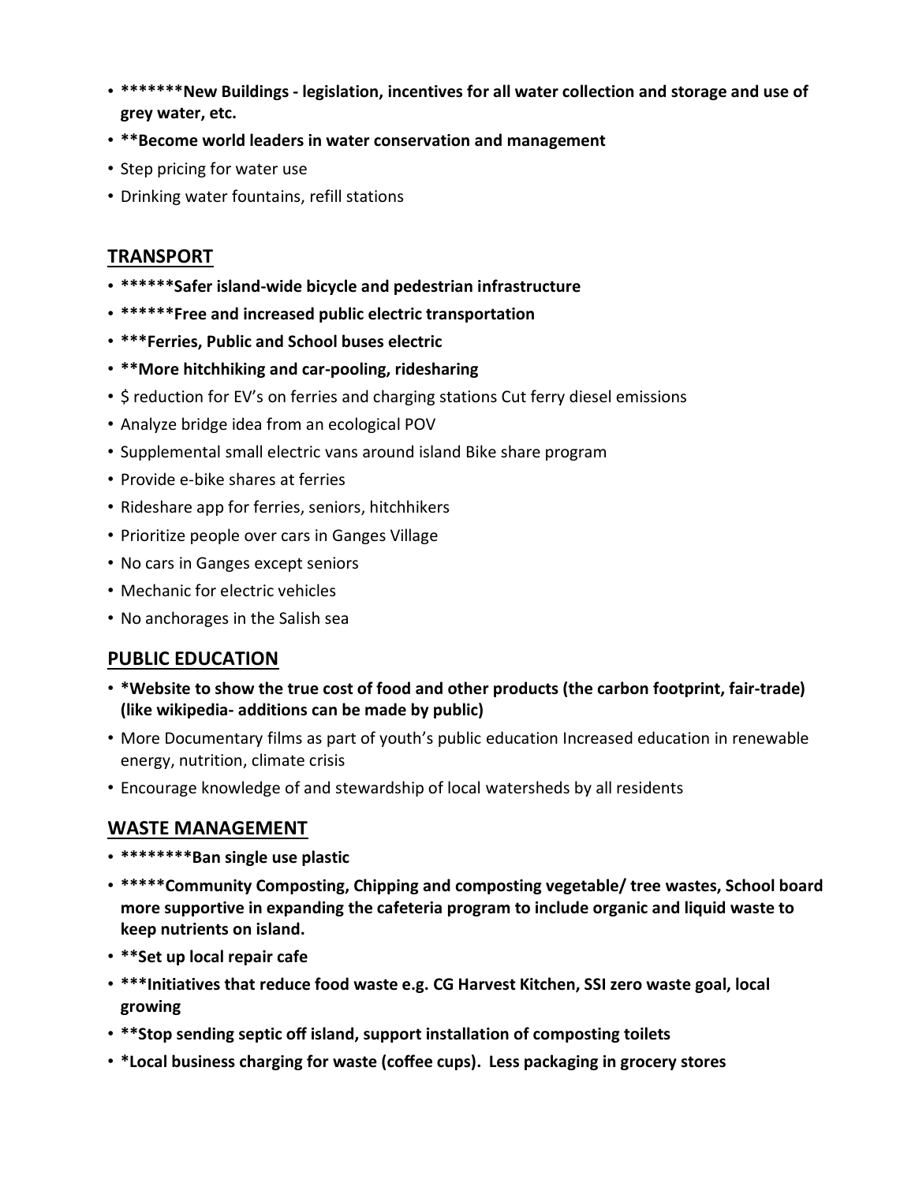- *******New Buildings - legislation, incentives for all water collection and storage and use of grey water, etc.
- **Become world leaders in water conservation and management
- Step pricing for water use
- Drinking water fountains, refill stations

## TRANSPORT

- ******Safer island-wide bicycle and pedestrian infrastructure
- ******Free and increased public electric transportation
- ***Ferries, Public and School buses electric
- **More hitchhiking and car-pooling, ridesharing
- $ reduction for EV's on ferries and charging stations Cut ferry diesel emissions
- Analyze bridge idea from an ecological POV
- Supplemental small electric vans around island Bike share program
- Provide e-bike shares at ferries
- Rideshare app for ferries, seniors, hitchhikers
- Prioritize people over cars in Ganges Village
- No cars in Ganges except seniors
- Mechanic for electric vehicles
- No anchorages in the Salish sea

## PUBLIC EDUCATION

- *Website to show the true cost of food and other products (the carbon footprint, fair-trade) (like wikipedia- additions can be made by public)
- More Documentary films as part of youth's public education Increased education in renewable energy, nutrition, climate crisis
- Encourage knowledge of and stewardship of local watersheds by all residents

## WASTE MANAGEMENT

- ********Ban single use plastic
- *****Community Composting, Chipping and composting vegetable/ tree wastes, School board more supportive in expanding the cafeteria program to include organic and liquid waste to keep nutrients on island.
- **Set up local repair cafe
- ***Initiatives that reduce food waste e.g. CG Harvest Kitchen, SSI zero waste goal, local growing
- **Stop sending septic off island, support installation of composting toilets
- *Local business charging for waste (coffee cups). Less packaging in grocery stores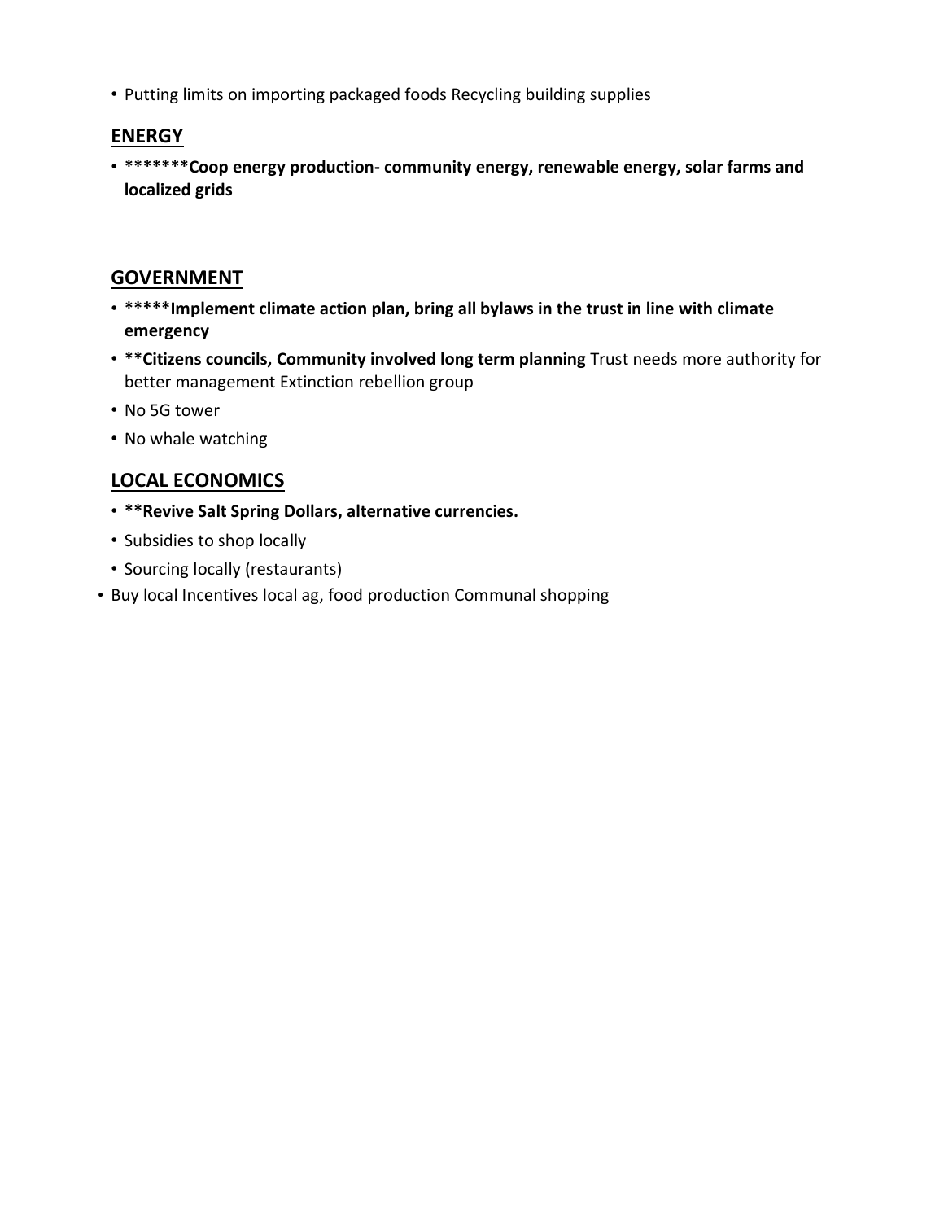- Putting limits on importing packaged foods Recycling building supplies

## ENERGY

- **\*\*\*\*\*\*\*Coop energy production- community energy, renewable energy, solar farms and localized grids**

## GOVERNMENT

- **\*\*\*\*\*Implement climate action plan, bring all bylaws in the trust in line with climate emergency**
- **\*\*Citizens councils, Community involved long term planning** Trust needs more authority for better management Extinction rebellion group
- No 5G tower
- No whale watching

## LOCAL ECONOMICS

- **\*\*Revive Salt Spring Dollars, alternative currencies.**
- Subsidies to shop locally
- Sourcing locally (restaurants)
- Buy local Incentives local ag, food production Communal shopping